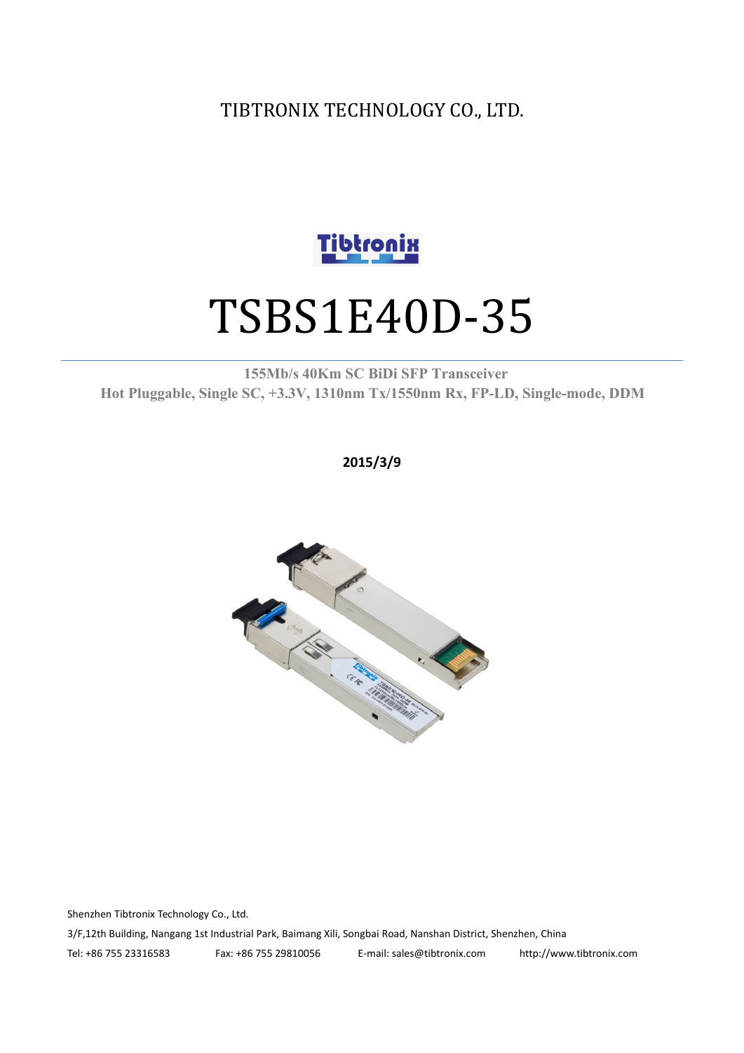TIBTRONIX TECHNOLOGY CO., LTD.

# TSBS1E40D-35

**155Mb/s 40Km SC BiDi SFP Transceiver**
**Hot Pluggable, Single SC, +3.3V, 1310nm Tx/1550nm Rx, FP-LD, Single-mode, DDM**

**2015/3/9**

Shenzhen Tibtronix Technology Co., Ltd.

3/F,12th Building, Nangang 1st Industrial Park, Baimang Xili, Songbai Road, Nanshan District, Shenzhen, China

Tel: +86 755 23316583 Fax: +86 755 29810056 E-mail: sales@tibtronix.com http://www.tibtronix.com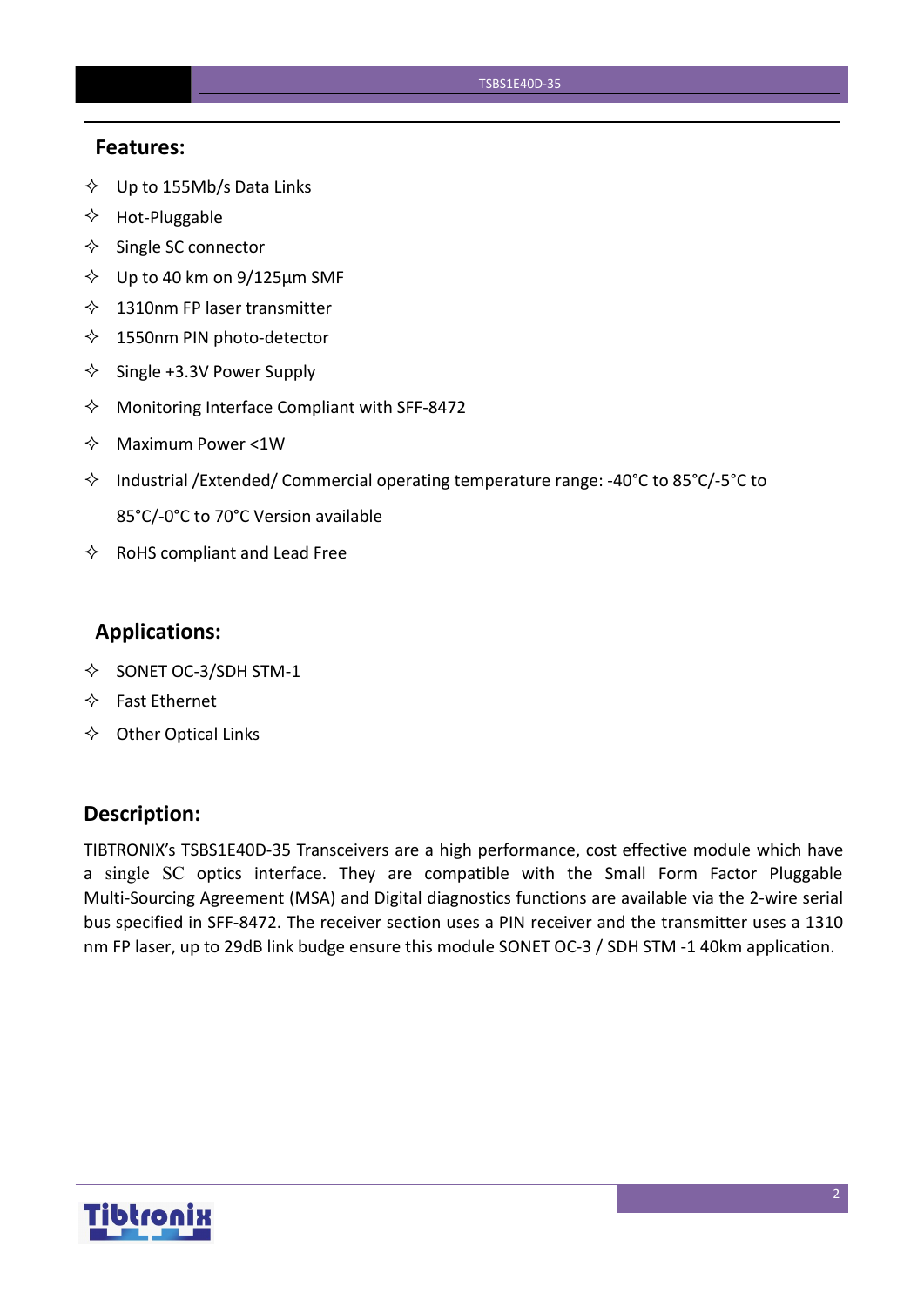## Features:

- Up to 155Mb/s Data Links
- Hot-Pluggable
- Single SC connector
- Up to 40 km on 9/125µm SMF
- 1310nm FP laser transmitter
- 1550nm PIN photo-detector
- Single +3.3V Power Supply
- Monitoring Interface Compliant with SFF-8472
- Maximum Power <1W
- Industrial /Extended/ Commercial operating temperature range: -40°C to 85°C/-5°C to 85°C/-0°C to 70°C Version available
- RoHS compliant and Lead Free

## Applications:

- SONET OC-3/SDH STM-1
- Fast Ethernet
- Other Optical Links

## Description:

TIBTRONIX's TSBS1E40D-35 Transceivers are a high performance, cost effective module which have a single SC optics interface. They are compatible with the Small Form Factor Pluggable Multi-Sourcing Agreement (MSA) and Digital diagnostics functions are available via the 2-wire serial bus specified in SFF-8472. The receiver section uses a PIN receiver and the transmitter uses a 1310 nm FP laser, up to 29dB link budge ensure this module SONET OC-3 / SDH STM -1 40km application.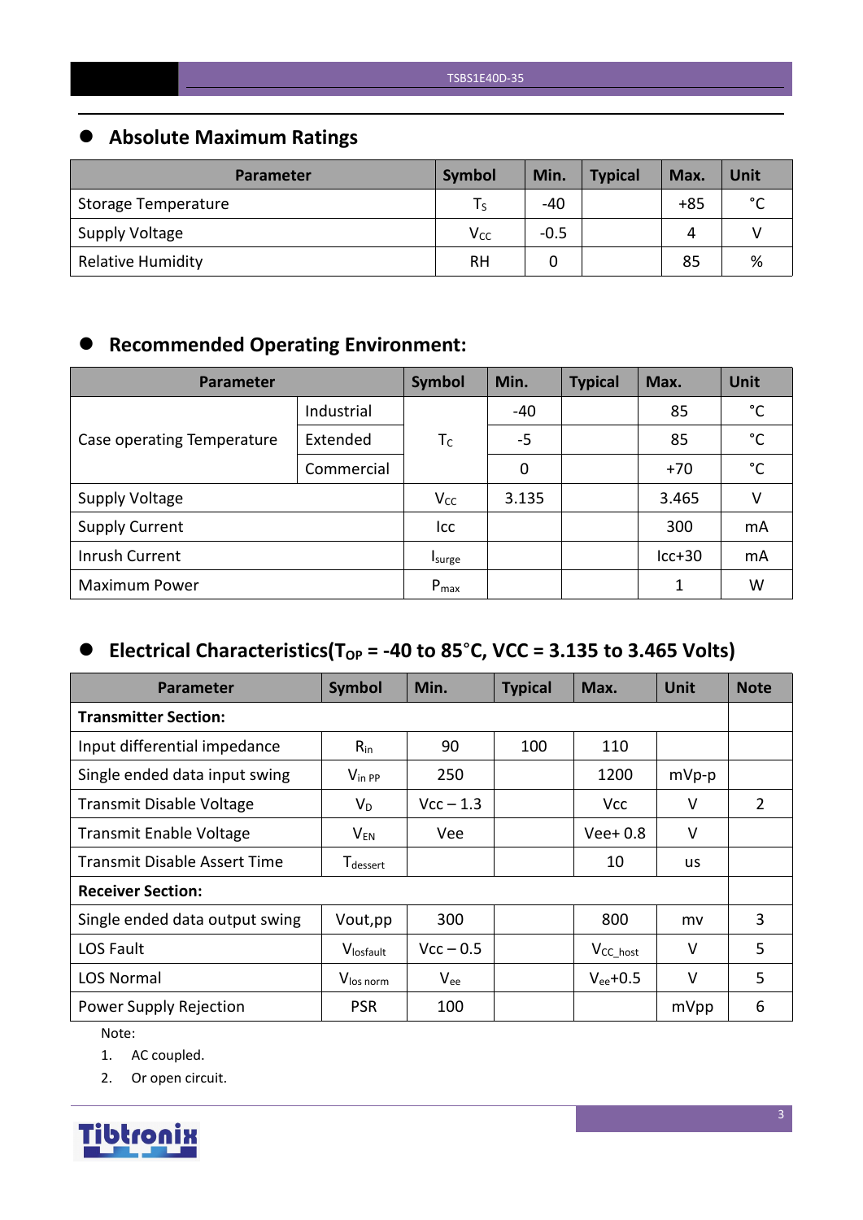## Absolute Maximum Ratings

| Parameter | Symbol | Min. | Typical | Max. | Unit |
|---|---|---|---|---|---|
| Storage Temperature | $T_S$ | -40 | | +85 | °C |
| Supply Voltage | $V_{CC}$ | -0.5 | | 4 | V |
| Relative Humidity | RH | 0 | | 85 | % |

## Recommended Operating Environment:

| Parameter | | Symbol | Min. | Typical | Max. | Unit |
|---|---|---|---|---|---|---|
| Case operating Temperature | Industrial | $T_C$ | -40 | | 85 | °C |
| | Extended | | -5 | | 85 | °C |
| | Commercial | | 0 | | +70 | °C |
| Supply Voltage | | $V_{CC}$ | 3.135 | | 3.465 | V |
| Supply Current | | Icc | | | 300 | mA |
| Inrush Current | | $I_{surge}$ | | | Icc+30 | mA |
| Maximum Power | | $P_{max}$ | | | 1 | W |

## Electrical Characteristics($T_{OP}$ = -40 to 85°C, VCC = 3.135 to 3.465 Volts)

| Parameter | Symbol | Min. | Typical | Max. | Unit | Note |
|---|---|---|---|---|---|---|
| **Transmitter Section:** | | | | | | |
| Input differential impedance | $R_{in}$ | 90 | 100 | 110 | | |
| Single ended data input swing | $V_{in\ PP}$ | 250 | | 1200 | mVp-p | |
| Transmit Disable Voltage | $V_D$ | Vcc – 1.3 | | Vcc | V | 2 |
| Transmit Enable Voltage | $V_{EN}$ | Vee | | Vee+ 0.8 | V | |
| Transmit Disable Assert Time | $T_{dessert}$ | | | 10 | us | |
| **Receiver Section:** | | | | | | |
| Single ended data output swing | Vout,pp | 300 | | 800 | mv | 3 |
| LOS Fault | $V_{losfault}$ | Vcc – 0.5 | | $V_{CC\_host}$ | V | 5 |
| LOS Normal | $V_{los\ norm}$ | $V_{ee}$ | | $V_{ee}$+0.5 | V | 5 |
| Power Supply Rejection | PSR | 100 | | | mVpp | 6 |

Note:

1. AC coupled.
2. Or open circuit.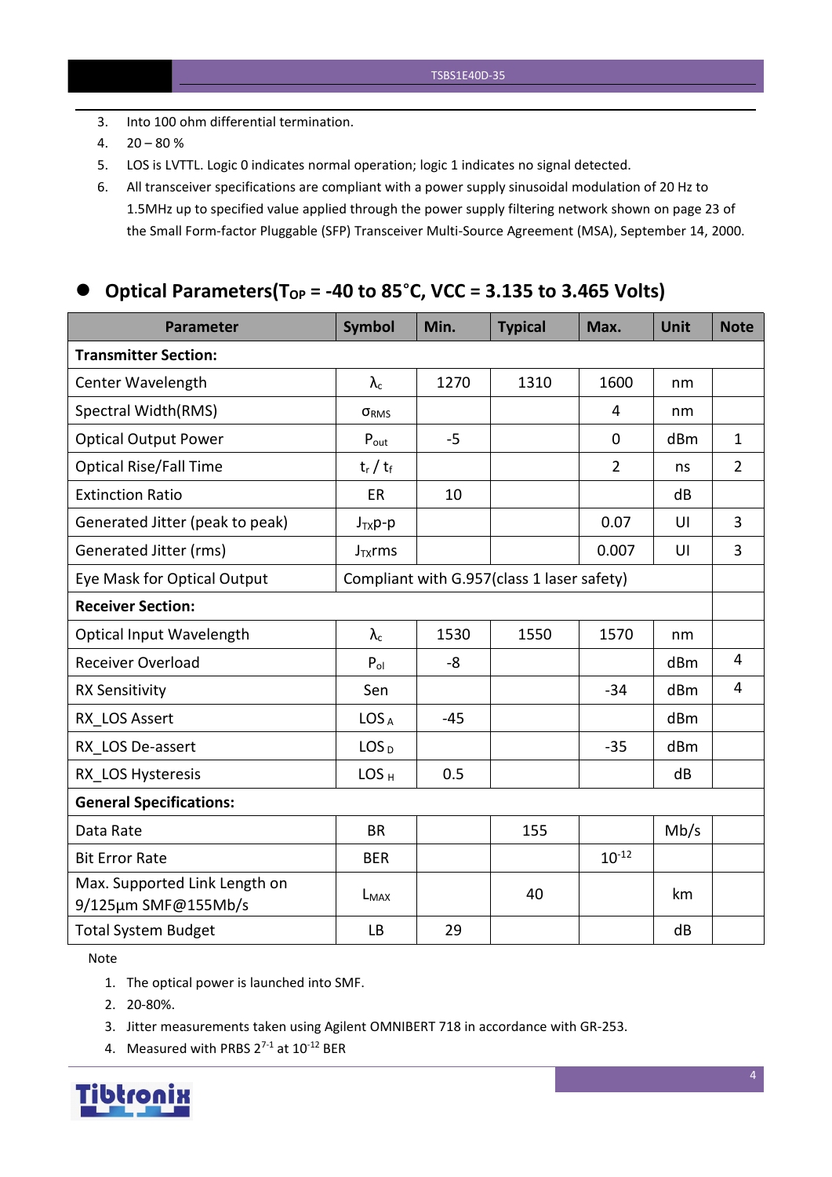3. Into 100 ohm differential termination.
4. 20 – 80 %
5. LOS is LVTTL. Logic 0 indicates normal operation; logic 1 indicates no signal detected.
6. All transceiver specifications are compliant with a power supply sinusoidal modulation of 20 Hz to 1.5MHz up to specified value applied through the power supply filtering network shown on page 23 of the Small Form-factor Pluggable (SFP) Transceiver Multi-Source Agreement (MSA), September 14, 2000.

## Optical Parameters($T_{OP}$ = -40 to 85°C, VCC = 3.135 to 3.465 Volts)

| Parameter | Symbol | Min. | Typical | Max. | Unit | Note |
|---|---|---|---|---|---|---|
| **Transmitter Section:** | | | | | | |
| Center Wavelength | $\lambda_c$ | 1270 | 1310 | 1600 | nm | |
| Spectral Width(RMS) | $\sigma_{RMS}$ | | | 4 | nm | |
| Optical Output Power | $P_{out}$ | -5 | | 0 | dBm | 1 |
| Optical Rise/Fall Time | $t_r$ / $t_f$ | | | 2 | ns | 2 |
| Extinction Ratio | ER | 10 | | | dB | |
| Generated Jitter (peak to peak) | $J_{TX}$p-p | | | 0.07 | UI | 3 |
| Generated Jitter (rms) | $J_{TX}$rms | | | 0.007 | UI | 3 |
| Eye Mask for Optical Output | Compliant with G.957(class 1 laser safety) | | | | | |
| **Receiver Section:** | | | | | | |
| Optical Input Wavelength | $\lambda_c$ | 1530 | 1550 | 1570 | nm | |
| Receiver Overload | $P_{ol}$ | -8 | | | dBm | 4 |
| RX Sensitivity | Sen | | | -34 | dBm | 4 |
| RX_LOS Assert | $LOS_A$ | -45 | | | dBm | |
| RX_LOS De-assert | $LOS_D$ | | | -35 | dBm | |
| RX_LOS Hysteresis | $LOS_H$ | 0.5 | | | dB | |
| **General Specifications:** | | | | | | |
| Data Rate | BR | | 155 | | Mb/s | |
| Bit Error Rate | BER | | | $10^{-12}$ | | |
| Max. Supported Link Length on 9/125µm SMF@155Mb/s | $L_{MAX}$ | | 40 | | km | |
| Total System Budget | LB | 29 | | | dB | |

Note

1. The optical power is launched into SMF.
2. 20-80%.
3. Jitter measurements taken using Agilent OMNIBERT 718 in accordance with GR-253.
4. Measured with PRBS $2^{7-1}$ at $10^{-12}$ BER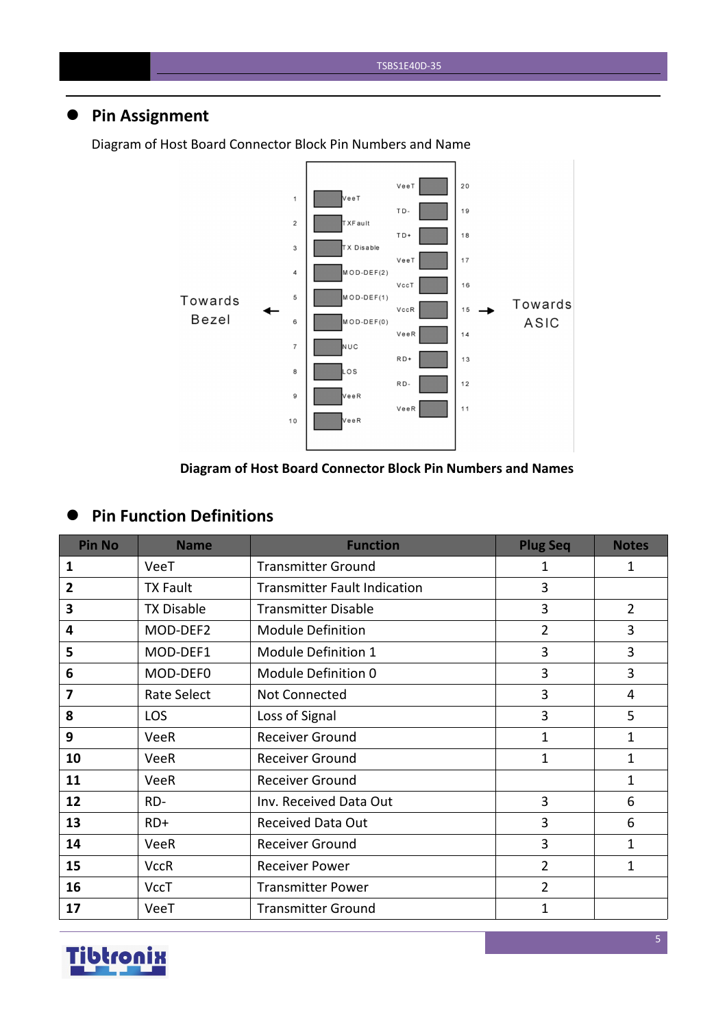## Pin Assignment

Diagram of Host Board Connector Block Pin Numbers and Name

| Pin | Name | | Name | Pin |
|---|---|---|---|---|
| | | | VeeT | 20 |
| 1 | VeeT | | TD- | 19 |
| 2 | TXFault | | TD+ | 18 |
| 3 | TX Disable | | VeeT | 17 |
| 4 | MOD-DEF(2) | | VccT | 16 |
| 5 | MOD-DEF(1) | | VccR | 15 |
| 6 | MOD-DEF(0) | | VeeR | 14 |
| 7 | NUC | | RD+ | 13 |
| 8 | LOS | | RD- | 12 |
| 9 | VeeR | | VeeR | 11 |
| 10 | VeeR | | | |

Towards Bezel ← → Towards ASIC

**Diagram of Host Board Connector Block Pin Numbers and Names**

## Pin Function Definitions

| Pin No | Name | Function | Plug Seq | Notes |
|---|---|---|---|---|
| **1** | VeeT | Transmitter Ground | 1 | 1 |
| **2** | TX Fault | Transmitter Fault Indication | 3 | |
| **3** | TX Disable | Transmitter Disable | 3 | 2 |
| **4** | MOD-DEF2 | Module Definition | 2 | 3 |
| **5** | MOD-DEF1 | Module Definition 1 | 3 | 3 |
| **6** | MOD-DEF0 | Module Definition 0 | 3 | 3 |
| **7** | Rate Select | Not Connected | 3 | 4 |
| **8** | LOS | Loss of Signal | 3 | 5 |
| **9** | VeeR | Receiver Ground | 1 | 1 |
| **10** | VeeR | Receiver Ground | 1 | 1 |
| **11** | VeeR | Receiver Ground | | 1 |
| **12** | RD- | Inv. Received Data Out | 3 | 6 |
| **13** | RD+ | Received Data Out | 3 | 6 |
| **14** | VeeR | Receiver Ground | 3 | 1 |
| **15** | VccR | Receiver Power | 2 | 1 |
| **16** | VccT | Transmitter Power | 2 | |
| **17** | VeeT | Transmitter Ground | 1 | |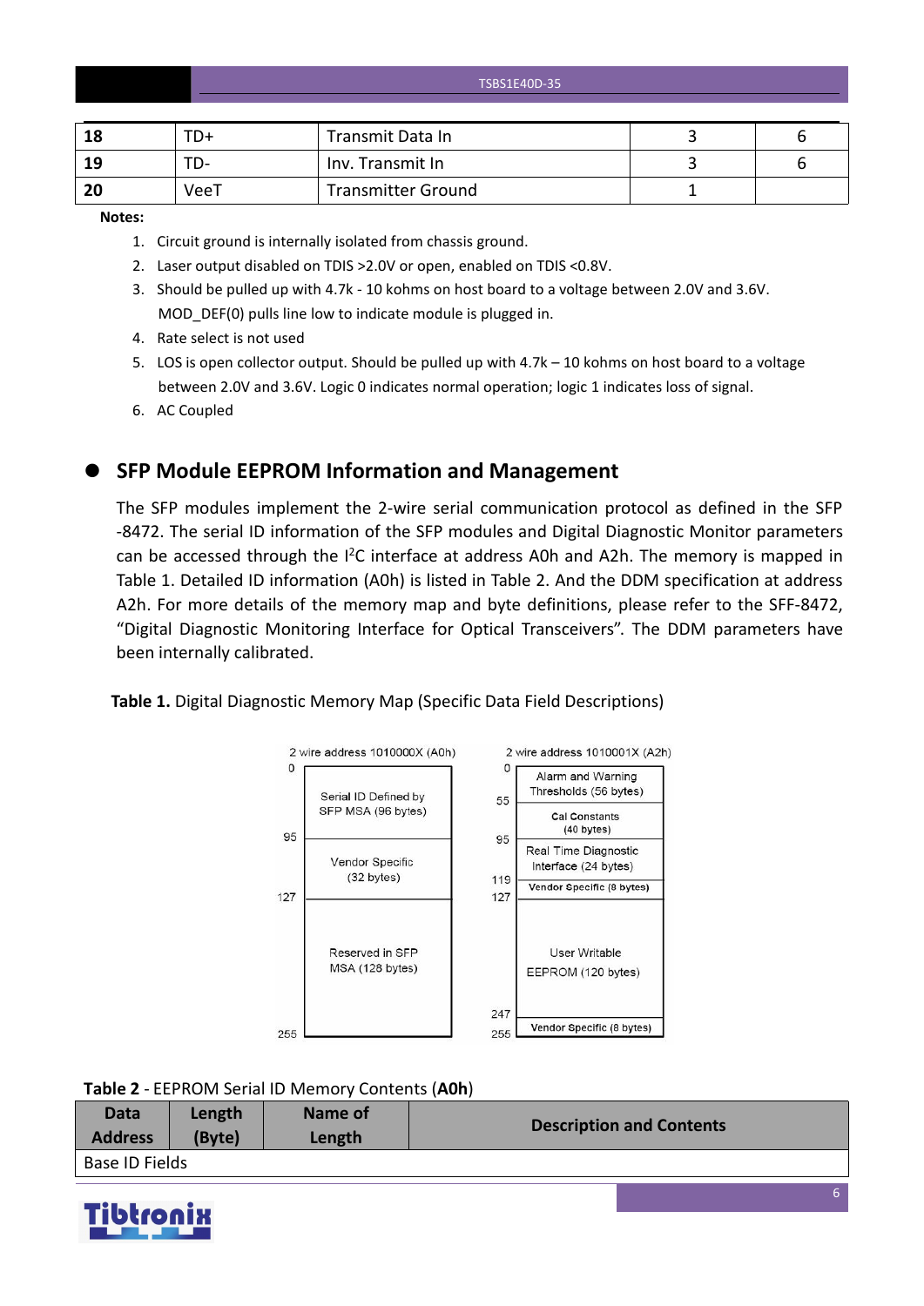| 18 | TD+ | Transmit Data In | 3 | 6 |
|---|---|---|---|---|
| 19 | TD- | Inv. Transmit In | 3 | 6 |
| 20 | VeeT | Transmitter Ground | 1 | |

**Notes:**

1. Circuit ground is internally isolated from chassis ground.
2. Laser output disabled on TDIS >2.0V or open, enabled on TDIS <0.8V.
3. Should be pulled up with 4.7k - 10 kohms on host board to a voltage between 2.0V and 3.6V. MOD_DEF(0) pulls line low to indicate module is plugged in.
4. Rate select is not used
5. LOS is open collector output. Should be pulled up with 4.7k – 10 kohms on host board to a voltage between 2.0V and 3.6V. Logic 0 indicates normal operation; logic 1 indicates loss of signal.
6. AC Coupled

## SFP Module EEPROM Information and Management

The SFP modules implement the 2-wire serial communication protocol as defined in the SFP -8472. The serial ID information of the SFP modules and Digital Diagnostic Monitor parameters can be accessed through the I$^2$C interface at address A0h and A2h. The memory is mapped in Table 1. Detailed ID information (A0h) is listed in Table 2. And the DDM specification at address A2h. For more details of the memory map and byte definitions, please refer to the SFF-8472, "Digital Diagnostic Monitoring Interface for Optical Transceivers". The DDM parameters have been internally calibrated.

**Table 1.** Digital Diagnostic Memory Map (Specific Data Field Descriptions)

| 2 wire address 1010000X (A0h) | | 2 wire address 1010001X (A2h) | |
|---|---|---|---|
| 0–95 | Serial ID Defined by SFP MSA (96 bytes) | 0–55 | Alarm and Warning Thresholds (56 bytes) |
| | | 55–95 | Cal Constants (40 bytes) |
| 95–127 | Vendor Specific (32 bytes) | 95–119 | Real Time Diagnostic Interface (24 bytes) |
| | | 119–127 | Vendor Specific (8 bytes) |
| 127–255 | Reserved in SFP MSA (128 bytes) | 127–247 | User Writable EEPROM (120 bytes) |
| | | 247–255 | Vendor Specific (8 bytes) |

**Table 2** - EEPROM Serial ID Memory Contents (**A0h**)

| Data Address | Length (Byte) | Name of Length | Description and Contents |
|---|---|---|---|
| Base ID Fields | | | |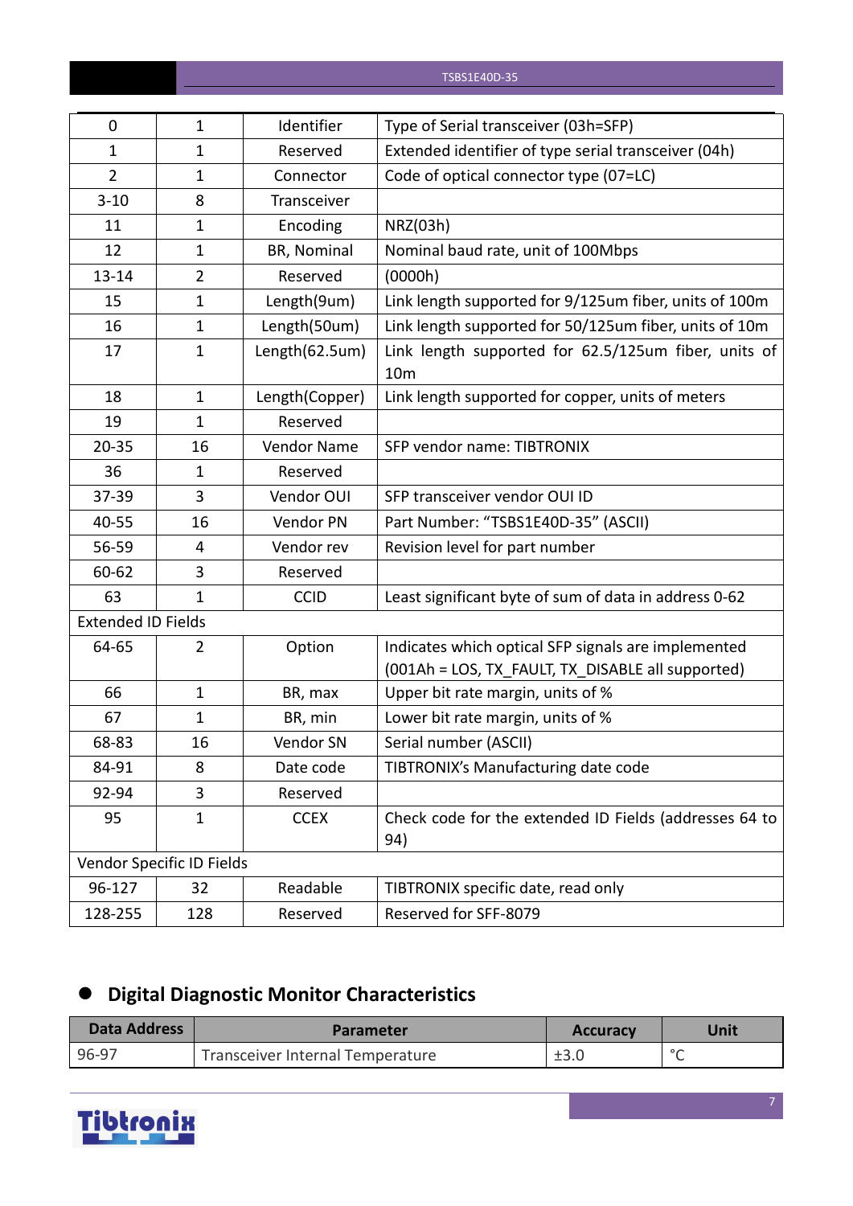| 0 | 1 | Identifier | Type of Serial transceiver (03h=SFP) |
|---|---|---|---|
| 1 | 1 | Reserved | Extended identifier of type serial transceiver (04h) |
| 2 | 1 | Connector | Code of optical connector type (07=LC) |
| 3-10 | 8 | Transceiver | |
| 11 | 1 | Encoding | NRZ(03h) |
| 12 | 1 | BR, Nominal | Nominal baud rate, unit of 100Mbps |
| 13-14 | 2 | Reserved | (0000h) |
| 15 | 1 | Length(9um) | Link length supported for 9/125um fiber, units of 100m |
| 16 | 1 | Length(50um) | Link length supported for 50/125um fiber, units of 10m |
| 17 | 1 | Length(62.5um) | Link length supported for 62.5/125um fiber, units of 10m |
| 18 | 1 | Length(Copper) | Link length supported for copper, units of meters |
| 19 | 1 | Reserved | |
| 20-35 | 16 | Vendor Name | SFP vendor name: TIBTRONIX |
| 36 | 1 | Reserved | |
| 37-39 | 3 | Vendor OUI | SFP transceiver vendor OUI ID |
| 40-55 | 16 | Vendor PN | Part Number: “TSBS1E40D-35” (ASCII) |
| 56-59 | 4 | Vendor rev | Revision level for part number |
| 60-62 | 3 | Reserved | |
| 63 | 1 | CCID | Least significant byte of sum of data in address 0-62 |
| Extended ID Fields | | | |
| 64-65 | 2 | Option | Indicates which optical SFP signals are implemented (001Ah = LOS, TX_FAULT, TX_DISABLE all supported) |
| 66 | 1 | BR, max | Upper bit rate margin, units of % |
| 67 | 1 | BR, min | Lower bit rate margin, units of % |
| 68-83 | 16 | Vendor SN | Serial number (ASCII) |
| 84-91 | 8 | Date code | TIBTRONIX’s Manufacturing date code |
| 92-94 | 3 | Reserved | |
| 95 | 1 | CCEX | Check code for the extended ID Fields (addresses 64 to 94) |
| Vendor Specific ID Fields | | | |
| 96-127 | 32 | Readable | TIBTRONIX specific date, read only |
| 128-255 | 128 | Reserved | Reserved for SFF-8079 |

## Digital Diagnostic Monitor Characteristics

| Data Address | Parameter | Accuracy | Unit |
|---|---|---|---|
| 96-97 | Transceiver Internal Temperature | ±3.0 | °C |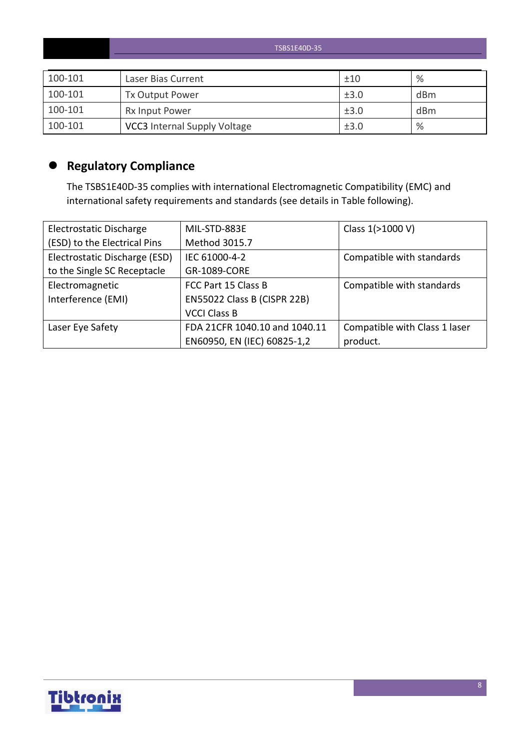| 100-101 | Laser Bias Current | ±10 | % |
|---|---|---|---|
| 100-101 | Tx Output Power | ±3.0 | dBm |
| 100-101 | Rx Input Power | ±3.0 | dBm |
| 100-101 | VCC3 Internal Supply Voltage | ±3.0 | % |

## Regulatory Compliance

The TSBS1E40D-35 complies with international Electromagnetic Compatibility (EMC) and international safety requirements and standards (see details in Table following).

| Electrostatic Discharge (ESD) to the Electrical Pins | MIL-STD-883E Method 3015.7 | Class 1(>1000 V) |
|---|---|---|
| Electrostatic Discharge (ESD) to the Single SC Receptacle | IEC 61000-4-2 GR-1089-CORE | Compatible with standards |
| Electromagnetic Interference (EMI) | FCC Part 15 Class B EN55022 Class B (CISPR 22B) VCCI Class B | Compatible with standards |
| Laser Eye Safety | FDA 21CFR 1040.10 and 1040.11 EN60950, EN (IEC) 60825-1,2 | Compatible with Class 1 laser product. |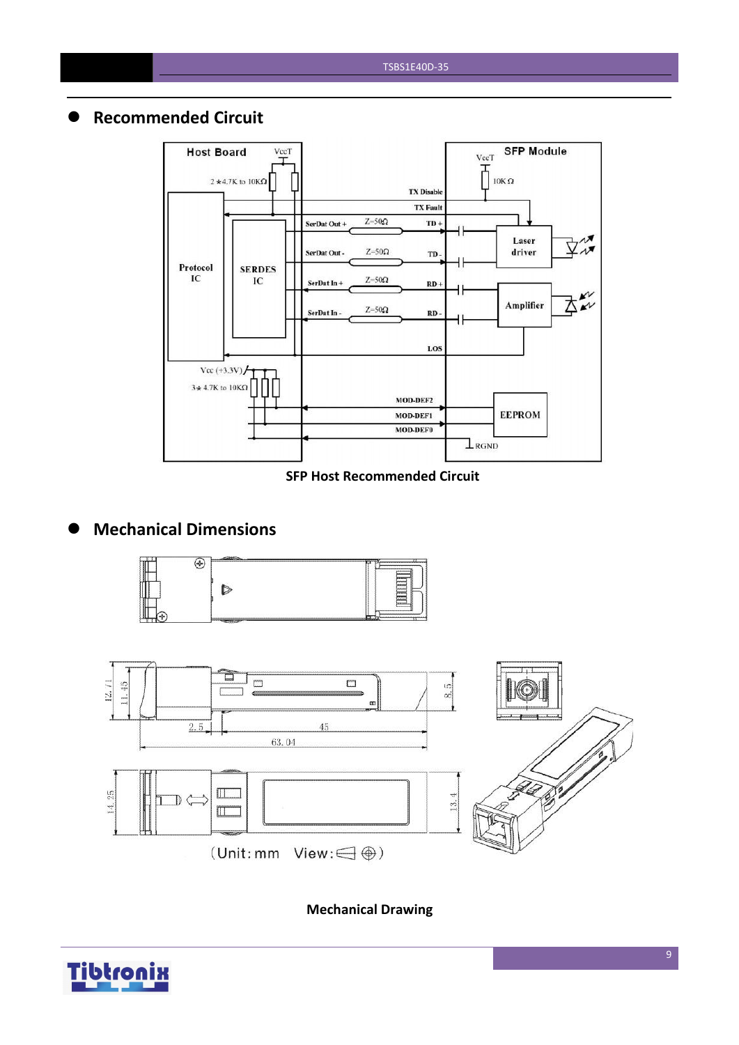## Recommended Circuit

SFP Host Recommended Circuit

## Mechanical Dimensions

Mechanical Drawing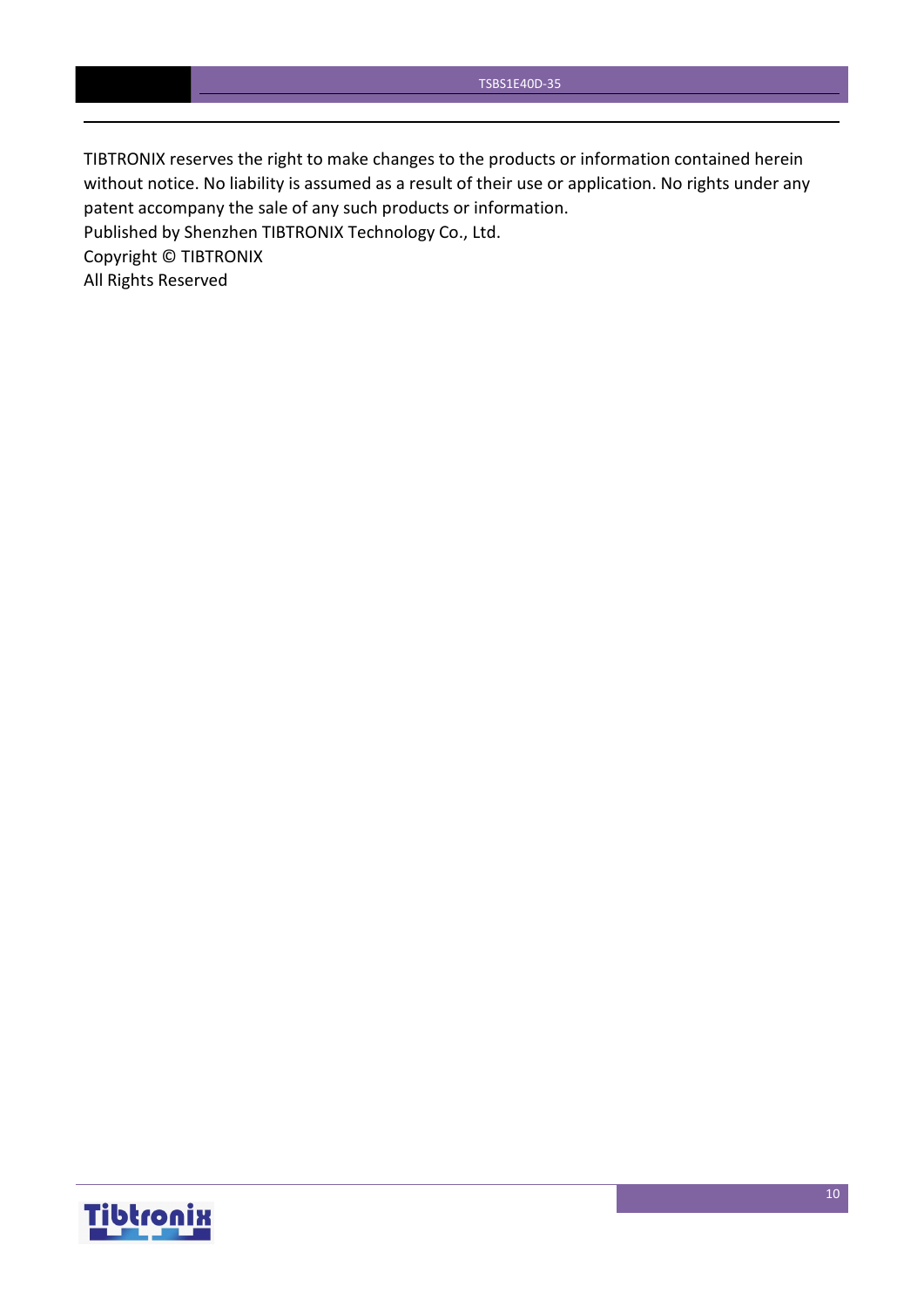TIBTRONIX reserves the right to make changes to the products or information contained herein without notice. No liability is assumed as a result of their use or application. No rights under any patent accompany the sale of any such products or information.
Published by Shenzhen TIBTRONIX Technology Co., Ltd.
Copyright © TIBTRONIX
All Rights Reserved